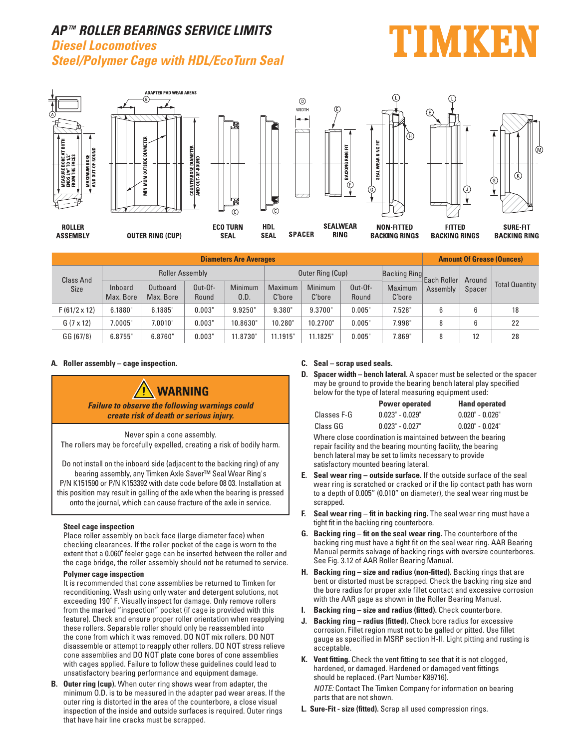# AP™ ROLLER BEARINGS SERVICE LIMITS

## Diesel Locomotives

## Steel/Polymer Cage with HDL/EcoTurn Seal

TIMKEN

ROLLER ASSEMBLY — OUTER RING (CUP) — ECO TURN SEAL — HDL SEAL — SPACER — SEALWEAR RING — NON-FITTED BACKING RINGS — FITTED BACKING RINGS — SURE-FIT BACKING RING

| Class And Size | Roller Assembly | | | | Outer Ring (Cup) | | | Backing Ring | Amount Of Grease (Ounces) | | |
|---|---|---|---|---|---|---|---|---|---|---|---|
| | Inboard Max. Bore | Outboard Max. Bore | Out-Of-Round | Minimum O.D. | Maximum C'bore | Minimum C'bore | Out-Of-Round | Maximum C'bore | Each Roller Assembly | Around Spacer | Total Quantity |
| F (61/2 x 12) | 6.1880" | 6.1885" | 0.003" | 9.9250" | 9.380" | 9.3700" | 0.005" | 7.528" | 6 | 6 | 18 |
| G (7 x 12) | 7.0005" | 7.0010" | 0.003" | 10.8630" | 10.280" | 10.2700" | 0.005" | 7.998" | 8 | 6 | 22 |
| GG (67/8) | 6.8755" | 6.8760" | 0.003" | 11.8730" | 11.1915" | 11.1825" | 0.005" | 7.869" | 8 | 12 | 28 |

Diameters Are Averages

**A. Roller assembly – cage inspection.**

> **⚠ WARNING**
>
> ***Failure to observe the following warnings could create risk of death or serious injury.***
>
> Never spin a cone assembly.
> The rollers may be forcefully expelled, creating a risk of bodily harm.
>
> Do not install on the inboard side (adjacent to the backing ring) of any bearing assembly, any Timken Axle Saver™ Seal Wear Ring's P/N K151590 or P/N K153392 with date code before 08 03. Installation at this position may result in galling of the axle when the bearing is pressed onto the journal, which can cause fracture of the axle in service.

**Steel cage inspection**

Place roller assembly on back face (large diameter face) when checking clearances. If the roller pocket of the cage is worn to the extent that a 0.060" feeler gage can be inserted between the roller and the cage bridge, the roller assembly should not be returned to service.

**Polymer cage inspection**

It is recommended that cone assemblies be returned to Timken for reconditioning. Wash using only water and detergent solutions, not exceeding 190° F. Visually inspect for damage. Only remove rollers from the marked "inspection" pocket (if cage is provided with this feature). Check and ensure proper roller orientation when reapplying these rollers. Separable roller should only be reassembled into the cone from which it was removed. DO NOT mix rollers. DO NOT disassemble or attempt to reapply other rollers. DO NOT stress relieve cone assemblies and DO NOT plate cone bores of cone assemblies with cages applied. Failure to follow these guidelines could lead to unsatisfactory bearing performance and equipment damage.

**B. Outer ring (cup).** When outer ring shows wear from adapter, the minimum O.D. is to be measured in the adapter pad wear areas. If the outer ring is distorted in the area of the counterbore, a close visual inspection of the inside and outside surfaces is required. Outer rings that have hair line cracks must be scrapped.

**C. Seal – scrap used seals.**

**D. Spacer width – bench lateral.** A spacer must be selected or the spacer may be ground to provide the bearing bench lateral play specified below for the type of lateral measuring equipment used:

| | Power operated | Hand operated |
|---|---|---|
| Classes F-G | 0.023" - 0.029" | 0.020" - 0.026" |
| Class GG | 0.023" - 0.027" | 0.020" - 0.024" |

Where close coordination is maintained between the bearing repair facility and the bearing mounting facility, the bearing bench lateral may be set to limits necessary to provide satisfactory mounted bearing lateral.

**E. Seal wear ring – outside surface.** If the outside surface of the seal wear ring is scratched or cracked or if the lip contact path has worn to a depth of 0.005" (0.010" on diameter), the seal wear ring must be scrapped.

**F. Seal wear ring – fit in backing ring.** The seal wear ring must have a tight fit in the backing ring counterbore.

**G. Backing ring – fit on the seal wear ring.** The counterbore of the backing ring must have a tight fit on the seal wear ring. AAR Bearing Manual permits salvage of backing rings with oversize counterbores. See Fig. 3.12 of AAR Roller Bearing Manual.

**H. Backing ring – size and radius (non-fitted).** Backing rings that are bent or distorted must be scrapped. Check the backing ring size and the bore radius for proper axle fillet contact and excessive corrosion with the AAR gage as shown in the Roller Bearing Manual.

**I. Backing ring – size and radius (fitted).** Check counterbore.

**J. Backing ring – radius (fitted).** Check bore radius for excessive corrosion. Fillet region must not to be galled or pitted. Use fillet gauge as specified in MSRP section H-II. Light pitting and rusting is acceptable.

**K. Vent fitting.** Check the vent fitting to see that it is not clogged, hardened, or damaged. Hardened or damaged vent fittings should be replaced. (Part Number K89716).

*NOTE:* Contact The Timken Company for information on bearing parts that are not shown.

**L. Sure-Fit - size (fitted).** Scrap all used compression rings.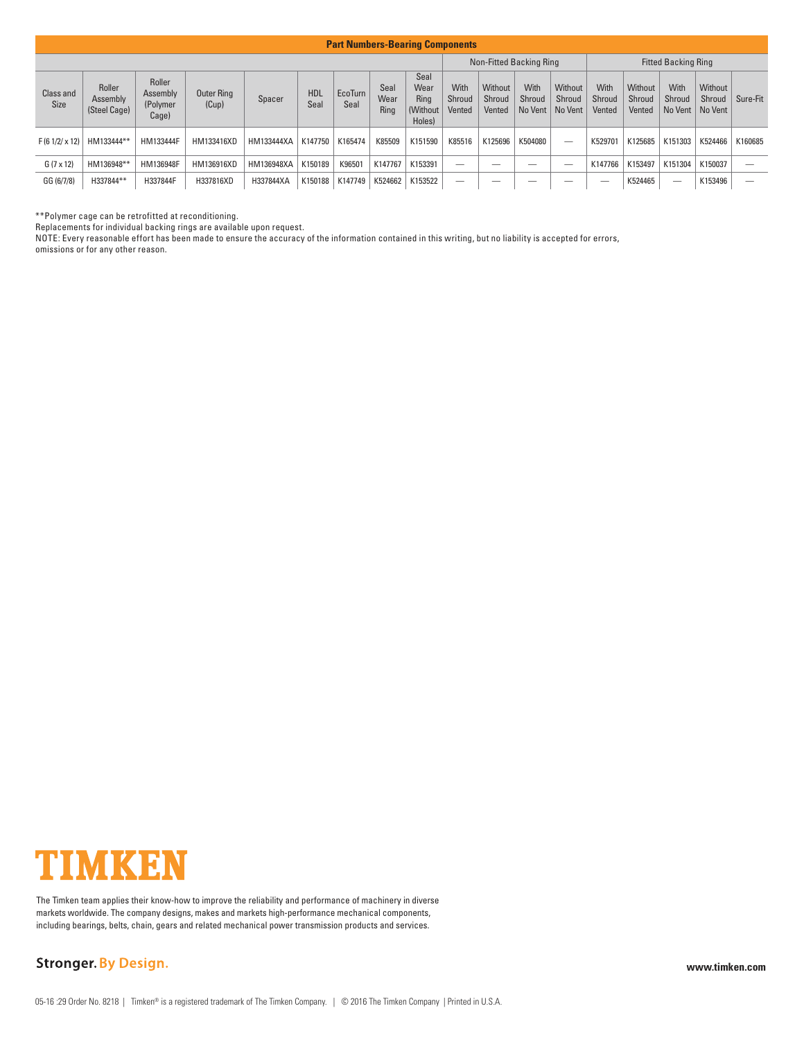## Part Numbers-Bearing Components

| | | | | | | | | | Non-Fitted Backing Ring | | | | Fitted Backing Ring | | | | |
|---|---|---|---|---|---|---|---|---|---|---|---|---|---|---|---|---|---|
| Class and Size | Roller Assembly (Steel Cage) | Roller Assembly (Polymer Cage) | Outer Ring (Cup) | Spacer | HDL Seal | EcoTurn Seal | Seal Wear Ring | Seal Wear Ring (Without Holes) | With Shroud Vented | Without Shroud Vented | With Shroud No Vent | Without Shroud No Vent | With Shroud Vented | Without Shroud Vented | With Shroud No Vent | Without Shroud No Vent | Sure-Fit |
| F (6 1/2/ x 12) | HM133444** | HM133444F | HM133416XD | HM133444XA | K147750 | K165474 | K85509 | K151590 | K85516 | K125696 | K504080 | — | K529701 | K125685 | K151303 | K524466 | K160685 |
| G (7 x 12) | HM136948** | HM136948F | HM136916XD | HM136948XA | K150189 | K96501 | K147767 | K153391 | — | — | — | — | K147766 | K153497 | K151304 | K150037 | — |
| GG (6/7/8) | H337844** | H337844F | H337816XD | H337844XA | K150188 | K147749 | K524662 | K153522 | — | — | — | — | — | K524465 | — | K153496 | — |

**Polymer cage can be retrofitted at reconditioning.

Replacements for individual backing rings are available upon request.

NOTE: Every reasonable effort has been made to ensure the accuracy of the information contained in this writing, but no liability is accepted for errors, omissions or for any other reason.

TIMKEN

The Timken team applies their know-how to improve the reliability and performance of machinery in diverse markets worldwide. The company designs, makes and markets high-performance mechanical components, including bearings, belts, chain, gears and related mechanical power transmission products and services.

**Stronger. By Design.**

www.timken.com

05-16 :29 Order No. 8218 | Timken® is a registered trademark of The Timken Company. | © 2016 The Timken Company | Printed in U.S.A.